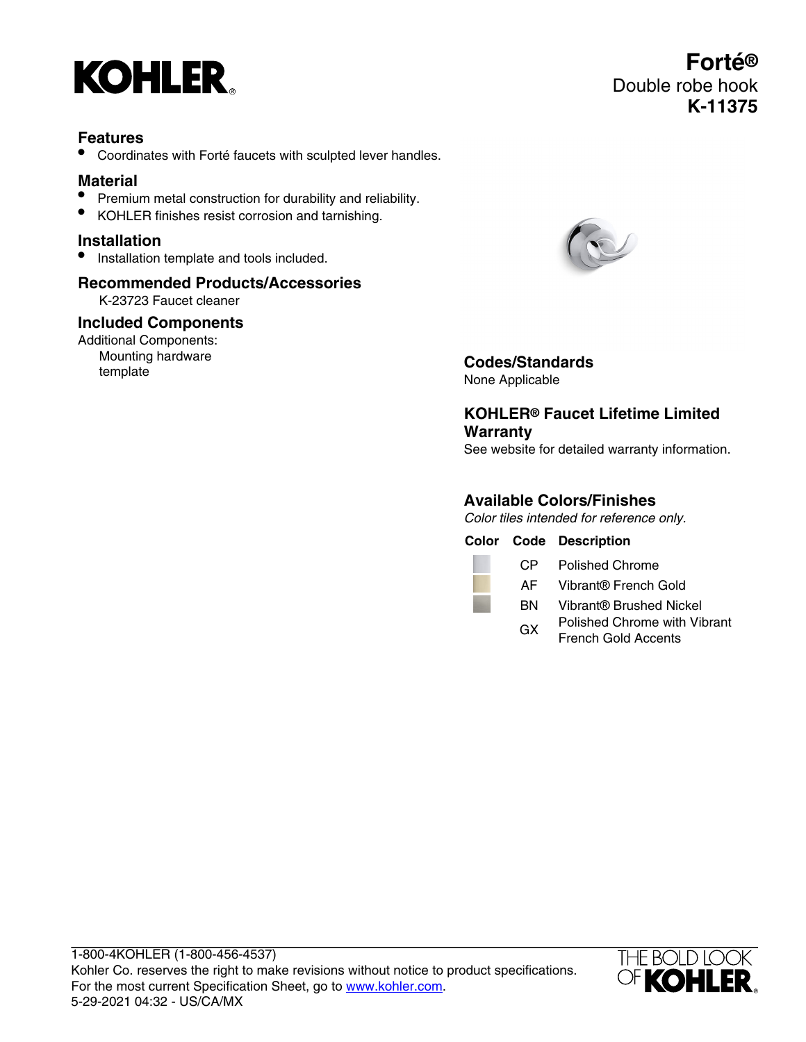# KOHLER

# Forté®

Double robe hook

**K-11375**

## Features

- Coordinates with Forté faucets with sculpted lever handles.

## Material

- Premium metal construction for durability and reliability.
- KOHLER finishes resist corrosion and tarnishing.

## Installation

- Installation template and tools included.

## Recommended Products/Accessories

K-23723 Faucet cleaner

## Included Components

Additional Components:

Mounting hardware
template

## Codes/Standards

None Applicable

## KOHLER® Faucet Lifetime Limited Warranty

See website for detailed warranty information.

## Available Colors/Finishes

*Color tiles intended for reference only.*

| Color | Code | Description |
|---|---|---|
| | CP | Polished Chrome |
| | AF | Vibrant® French Gold |
| | BN | Vibrant® Brushed Nickel |
| | GX | Polished Chrome with Vibrant French Gold Accents |

1-800-4KOHLER (1-800-456-4537)
Kohler Co. reserves the right to make revisions without notice to product specifications.
For the most current Specification Sheet, go to www.kohler.com.
5-29-2021 04:32 - US/CA/MX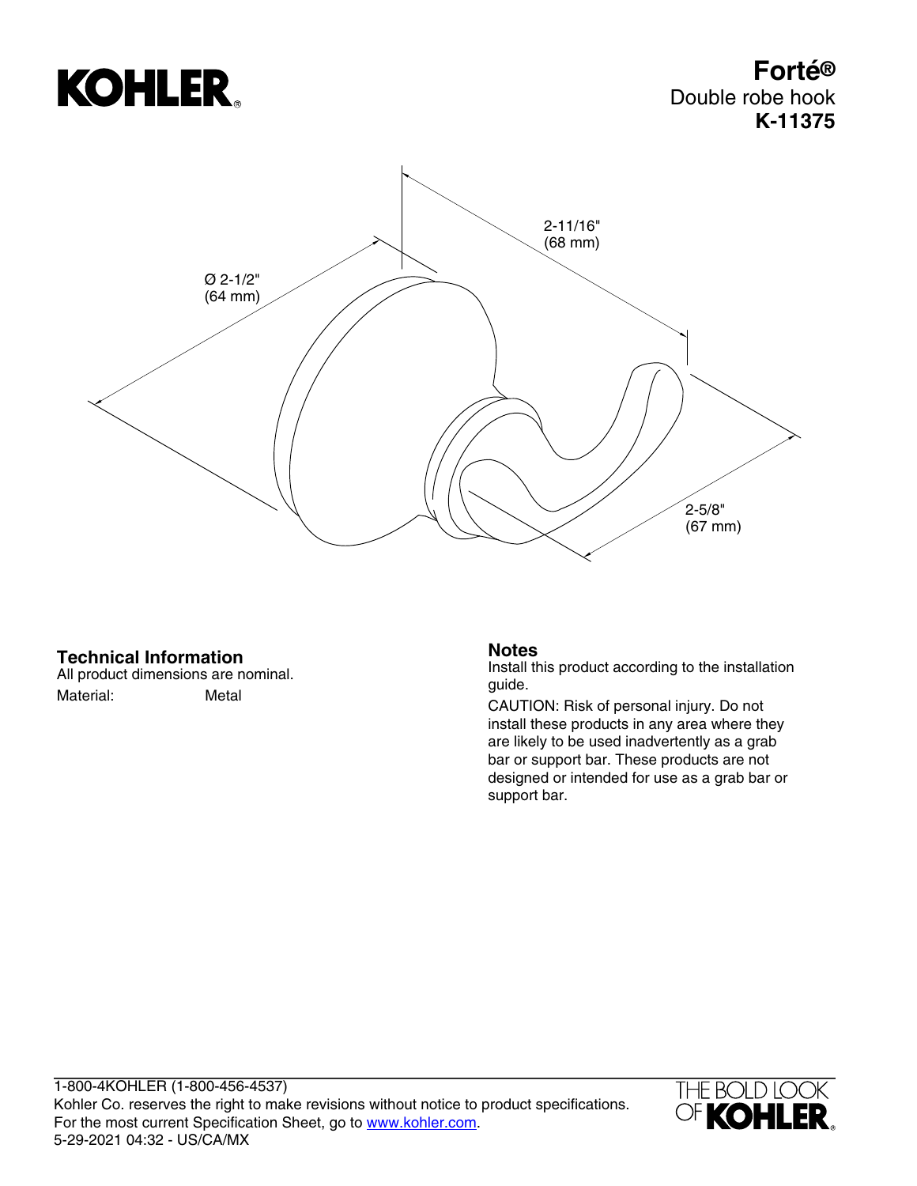KOHLER

# Forté®

Double robe hook

**K-11375**

Ø 2-1/2"
(64 mm)

2-11/16"
(68 mm)

2-5/8"
(67 mm)

## Technical Information

All product dimensions are nominal.

| | |
|---|---|
| Material: | Metal |

## Notes

Install this product according to the installation guide.

CAUTION: Risk of personal injury. Do not install these products in any area where they are likely to be used inadvertently as a grab bar or support bar. These products are not designed or intended for use as a grab bar or support bar.

1-800-4KOHLER (1-800-456-4537)
Kohler Co. reserves the right to make revisions without notice to product specifications.
For the most current Specification Sheet, go to www.kohler.com.
5-29-2021 04:32 - US/CA/MX

THE BOLD LOOK OF KOHLER